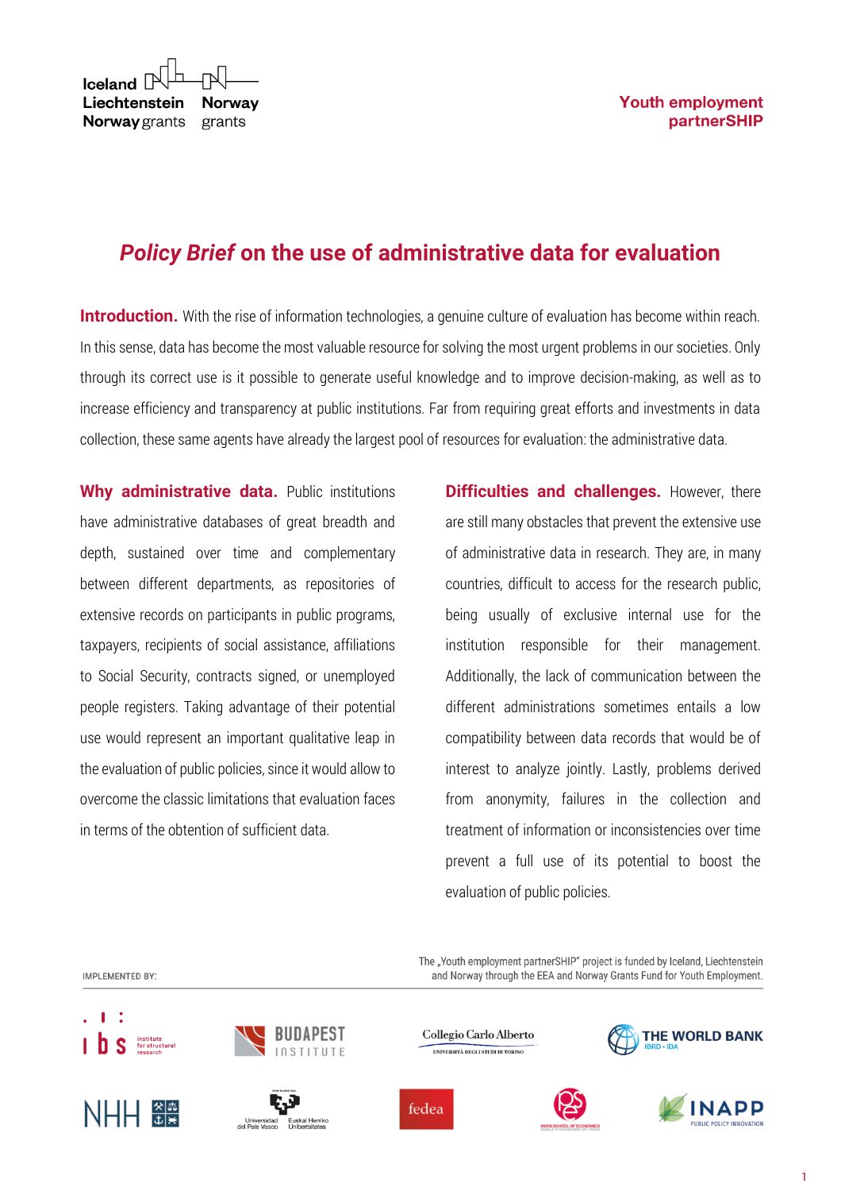Iceland Liechtenstein Norway grants — Norway grants

Youth employment partnerSHIP

# *Policy Brief* on the use of administrative data for evaluation

**Introduction.** With the rise of information technologies, a genuine culture of evaluation has become within reach. In this sense, data has become the most valuable resource for solving the most urgent problems in our societies. Only through its correct use is it possible to generate useful knowledge and to improve decision-making, as well as to increase efficiency and transparency at public institutions. Far from requiring great efforts and investments in data collection, these same agents have already the largest pool of resources for evaluation: the administrative data.

**Why administrative data.** Public institutions have administrative databases of great breadth and depth, sustained over time and complementary between different departments, as repositories of extensive records on participants in public programs, taxpayers, recipients of social assistance, affiliations to Social Security, contracts signed, or unemployed people registers. Taking advantage of their potential use would represent an important qualitative leap in the evaluation of public policies, since it would allow to overcome the classic limitations that evaluation faces in terms of the obtention of sufficient data.

**Difficulties and challenges.** However, there are still many obstacles that prevent the extensive use of administrative data in research. They are, in many countries, difficult to access for the research public, being usually of exclusive internal use for the institution responsible for their management. Additionally, the lack of communication between the different administrations sometimes entails a low compatibility between data records that would be of interest to analyze jointly. Lastly, problems derived from anonymity, failures in the collection and treatment of information or inconsistencies over time prevent a full use of its potential to boost the evaluation of public policies.

IMPLEMENTED BY:

The „Youth employment partnerSHIP" project is funded by Iceland, Liechtenstein and Norway through the EEA and Norway Grants Fund for Youth Employment.

ibs Institute for structural research · Budapest Institute · Collegio Carlo Alberto · The World Bank IBRD • IDA · NHH · Universidad del País Vasco / Euskal Herriko Unibertsitatea · fedea · Paris School of Economics · INAPP Public Policy Innovation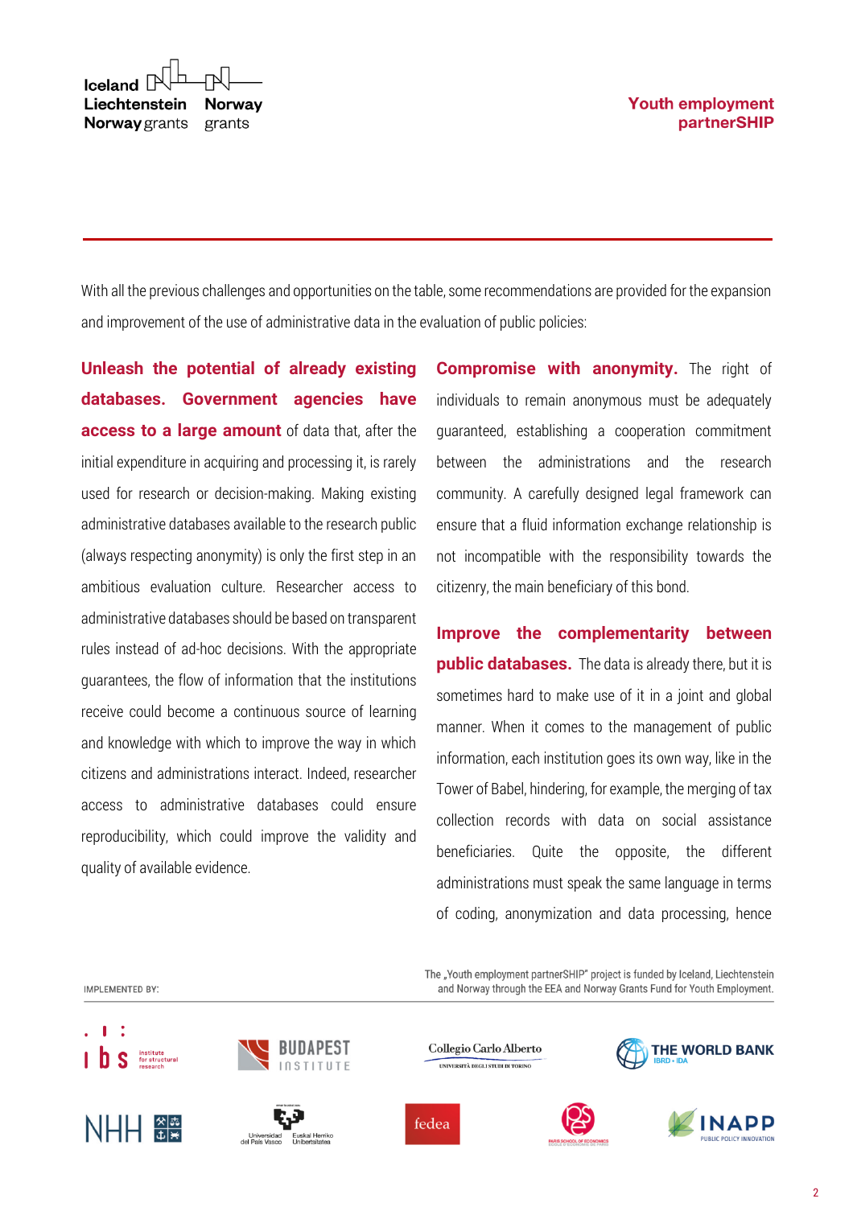With all the previous challenges and opportunities on the table, some recommendations are provided for the expansion and improvement of the use of administrative data in the evaluation of public policies:

**Unleash the potential of already existing databases. Government agencies have access to a large amount** of data that, after the initial expenditure in acquiring and processing it, is rarely used for research or decision-making. Making existing administrative databases available to the research public (always respecting anonymity) is only the first step in an ambitious evaluation culture. Researcher access to administrative databases should be based on transparent rules instead of ad-hoc decisions. With the appropriate guarantees, the flow of information that the institutions receive could become a continuous source of learning and knowledge with which to improve the way in which citizens and administrations interact. Indeed, researcher access to administrative databases could ensure reproducibility, which could improve the validity and quality of available evidence.

**Compromise with anonymity.** The right of individuals to remain anonymous must be adequately guaranteed, establishing a cooperation commitment between the administrations and the research community. A carefully designed legal framework can ensure that a fluid information exchange relationship is not incompatible with the responsibility towards the citizenry, the main beneficiary of this bond.

**Improve the complementarity between public databases.** The data is already there, but it is sometimes hard to make use of it in a joint and global manner. When it comes to the management of public information, each institution goes its own way, like in the Tower of Babel, hindering, for example, the merging of tax collection records with data on social assistance beneficiaries. Quite the opposite, the different administrations must speak the same language in terms of coding, anonymization and data processing, hence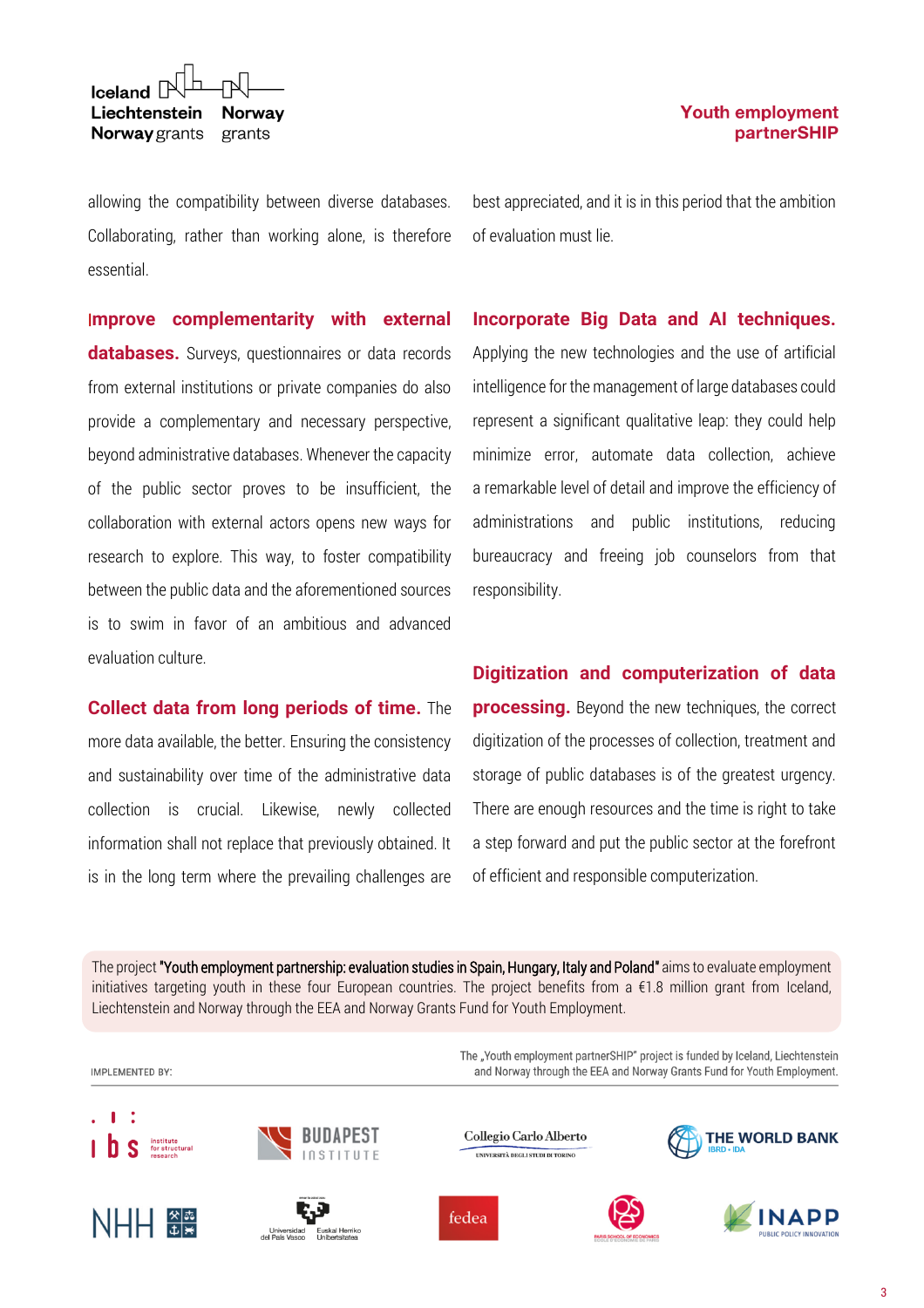allowing the compatibility between diverse databases. Collaborating, rather than working alone, is therefore essential.

**Improve complementarity with external databases.** Surveys, questionnaires or data records from external institutions or private companies do also provide a complementary and necessary perspective, beyond administrative databases. Whenever the capacity of the public sector proves to be insufficient, the collaboration with external actors opens new ways for research to explore. This way, to foster compatibility between the public data and the aforementioned sources is to swim in favor of an ambitious and advanced evaluation culture.

**Collect data from long periods of time.** The more data available, the better. Ensuring the consistency and sustainability over time of the administrative data collection is crucial. Likewise, newly collected information shall not replace that previously obtained. It is in the long term where the prevailing challenges are best appreciated, and it is in this period that the ambition of evaluation must lie.

**Incorporate Big Data and AI techniques.** Applying the new technologies and the use of artificial intelligence for the management of large databases could represent a significant qualitative leap: they could help minimize error, automate data collection, achieve a remarkable level of detail and improve the efficiency of administrations and public institutions, reducing bureaucracy and freeing job counselors from that responsibility.

**Digitization and computerization of data processing.** Beyond the new techniques, the correct digitization of the processes of collection, treatment and storage of public databases is of the greatest urgency. There are enough resources and the time is right to take a step forward and put the public sector at the forefront of efficient and responsible computerization.

The project **"Youth employment partnership: evaluation studies in Spain, Hungary, Italy and Poland"** aims to evaluate employment initiatives targeting youth in these four European countries. The project benefits from a €1.8 million grant from Iceland, Liechtenstein and Norway through the EEA and Norway Grants Fund for Youth Employment.

The „Youth employment partnerSHIP" project is funded by Iceland, Liechtenstein and Norway through the EEA and Norway Grants Fund for Youth Employment.

IMPLEMENTED BY: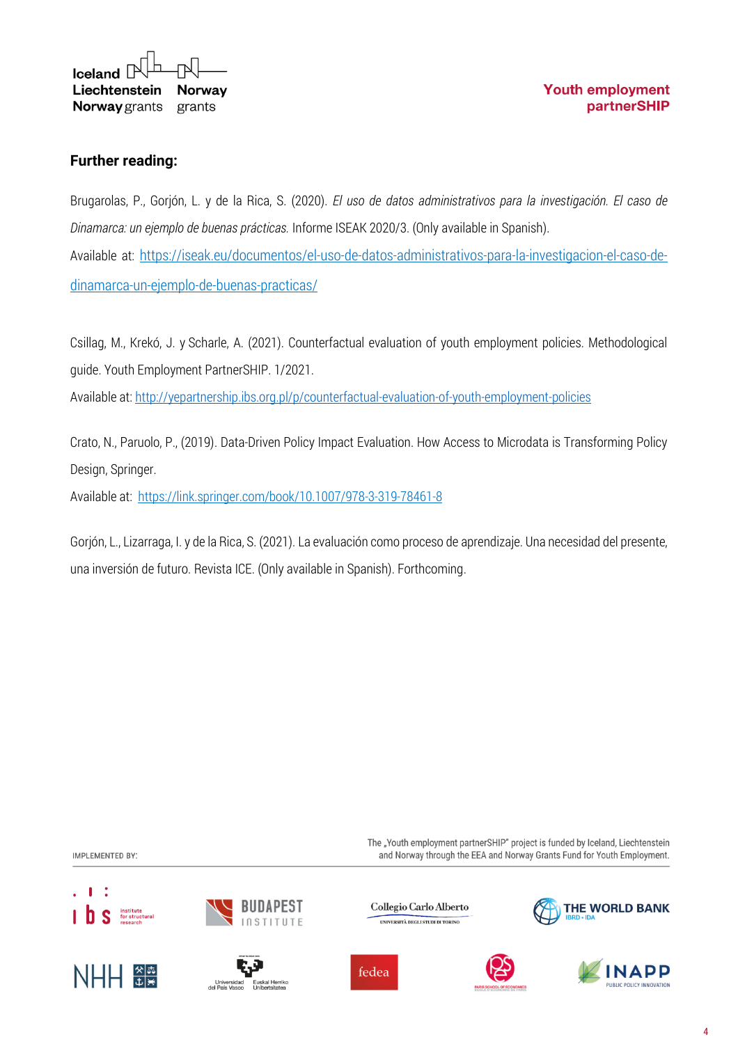## Further reading:

Brugarolas, P., Gorjón, L. y de la Rica, S. (2020). *El uso de datos administrativos para la investigación. El caso de Dinamarca: un ejemplo de buenas prácticas.* Informe ISEAK 2020/3. (Only available in Spanish).
Available at: https://iseak.eu/documentos/el-uso-de-datos-administrativos-para-la-investigacion-el-caso-de-dinamarca-un-ejemplo-de-buenas-practicas/

Csillag, M., Krekó, J. y Scharle, A. (2021). Counterfactual evaluation of youth employment policies. Methodological guide. Youth Employment PartnerSHIP. 1/2021.
Available at: http://yepartnership.ibs.org.pl/p/counterfactual-evaluation-of-youth-employment-policies

Crato, N., Paruolo, P., (2019). Data-Driven Policy Impact Evaluation. How Access to Microdata is Transforming Policy Design, Springer.
Available at: https://link.springer.com/book/10.1007/978-3-319-78461-8

Gorjón, L., Lizarraga, I. y de la Rica, S. (2021). La evaluación como proceso de aprendizaje. Una necesidad del presente, una inversión de futuro. Revista ICE. (Only available in Spanish). Forthcoming.

IMPLEMENTED BY:

The „Youth employment partnerSHIP" project is funded by Iceland, Liechtenstein and Norway through the EEA and Norway Grants Fund for Youth Employment.